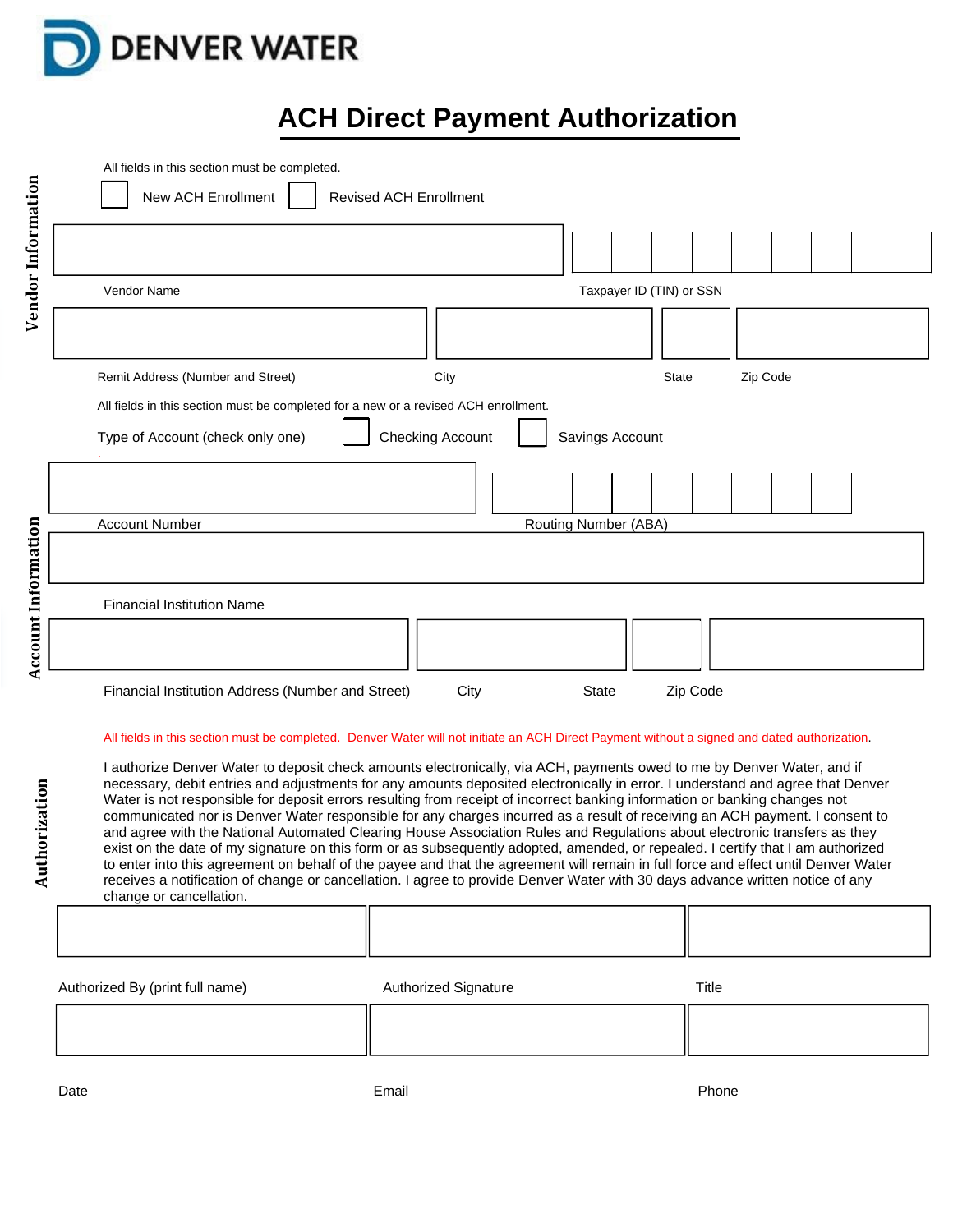DENVER WATER

# ACH Direct Payment Authorization

## Vendor Information

All fields in this section must be completed.

☐ New ACH Enrollment ☐ Revised ACH Enrollment

Vendor Name

Taxpayer ID (TIN) or SSN

Remit Address (Number and Street)

City

State

Zip Code

## Account Information

All fields in this section must be completed for a new or a revised ACH enrollment.

Type of Account (check only one) ☐ Checking Account ☐ Savings Account

Account Number

Routing Number (ABA)

Financial Institution Name

Financial Institution Address (Number and Street)

City

State

Zip Code

## Authorization

All fields in this section must be completed. Denver Water will not initiate an ACH Direct Payment without a signed and dated authorization.

I authorize Denver Water to deposit check amounts electronically, via ACH, payments owed to me by Denver Water, and if necessary, debit entries and adjustments for any amounts deposited electronically in error. I understand and agree that Denver Water is not responsible for deposit errors resulting from receipt of incorrect banking information or banking changes not communicated nor is Denver Water responsible for any charges incurred as a result of receiving an ACH payment. I consent to and agree with the National Automated Clearing House Association Rules and Regulations about electronic transfers as they exist on the date of my signature on this form or as subsequently adopted, amended, or repealed. I certify that I am authorized to enter into this agreement on behalf of the payee and that the agreement will remain in full force and effect until Denver Water receives a notification of change or cancellation. I agree to provide Denver Water with 30 days advance written notice of any change or cancellation.

Authorized By (print full name)

Authorized Signature

Title

Date

Email

Phone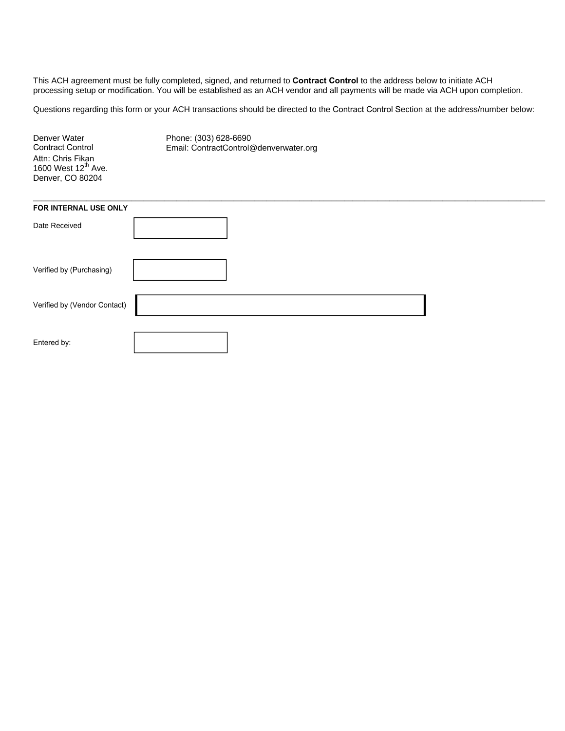This ACH agreement must be fully completed, signed, and returned to **Contract Control** to the address below to initiate ACH processing setup or modification. You will be established as an ACH vendor and all payments will be made via ACH upon completion.

Questions regarding this form or your ACH transactions should be directed to the Contract Control Section at the address/number below:

Denver Water
Contract Control
Attn: Chris Fikan
1600 West 12th Ave.
Denver, CO 80204

Phone: (303) 628-6690
Email: ContractControl@denverwater.org

---

**FOR INTERNAL USE ONLY**

| | |
|---|---|
| Date Received | |
| Verified by (Purchasing) | |
| Verified by (Vendor Contact) | |
| Entered by: | |